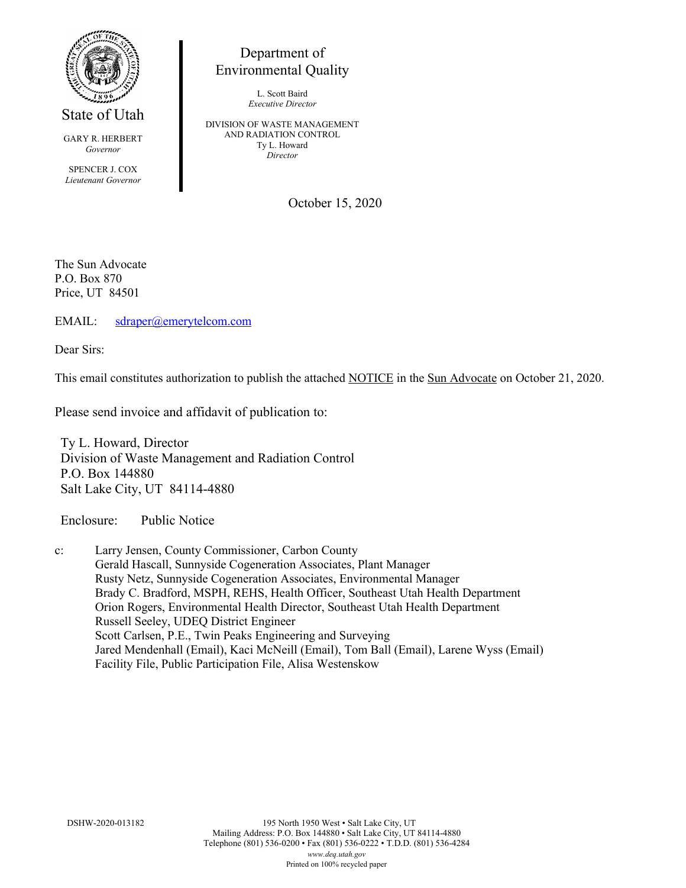State of Utah

GARY R. HERBERT
*Governor*

SPENCER J. COX
*Lieutenant Governor*

Department of
Environmental Quality

L. Scott Baird
*Executive Director*

DIVISION OF WASTE MANAGEMENT
AND RADIATION CONTROL
Ty L. Howard
*Director*

October 15, 2020

The Sun Advocate
P.O. Box 870
Price, UT 84501

EMAIL: sdraper@emerytelcom.com

Dear Sirs:

This email constitutes authorization to publish the attached NOTICE in the Sun Advocate on October 21, 2020.

Please send invoice and affidavit of publication to:

Ty L. Howard, Director
Division of Waste Management and Radiation Control
P.O. Box 144880
Salt Lake City, UT 84114-4880

Enclosure: Public Notice

c: Larry Jensen, County Commissioner, Carbon County
Gerald Hascall, Sunnyside Cogeneration Associates, Plant Manager
Rusty Netz, Sunnyside Cogeneration Associates, Environmental Manager
Brady C. Bradford, MSPH, REHS, Health Officer, Southeast Utah Health Department
Orion Rogers, Environmental Health Director, Southeast Utah Health Department
Russell Seeley, UDEQ District Engineer
Scott Carlsen, P.E., Twin Peaks Engineering and Surveying
Jared Mendenhall (Email), Kaci McNeill (Email), Tom Ball (Email), Larene Wyss (Email)
Facility File, Public Participation File, Alisa Westenskow

DSHW-2020-013182

195 North 1950 West • Salt Lake City, UT
Mailing Address: P.O. Box 144880 • Salt Lake City, UT 84114-4880
Telephone (801) 536-0200 • Fax (801) 536-0222 • T.D.D. (801) 536-4284
*www.deq.utah.gov*
Printed on 100% recycled paper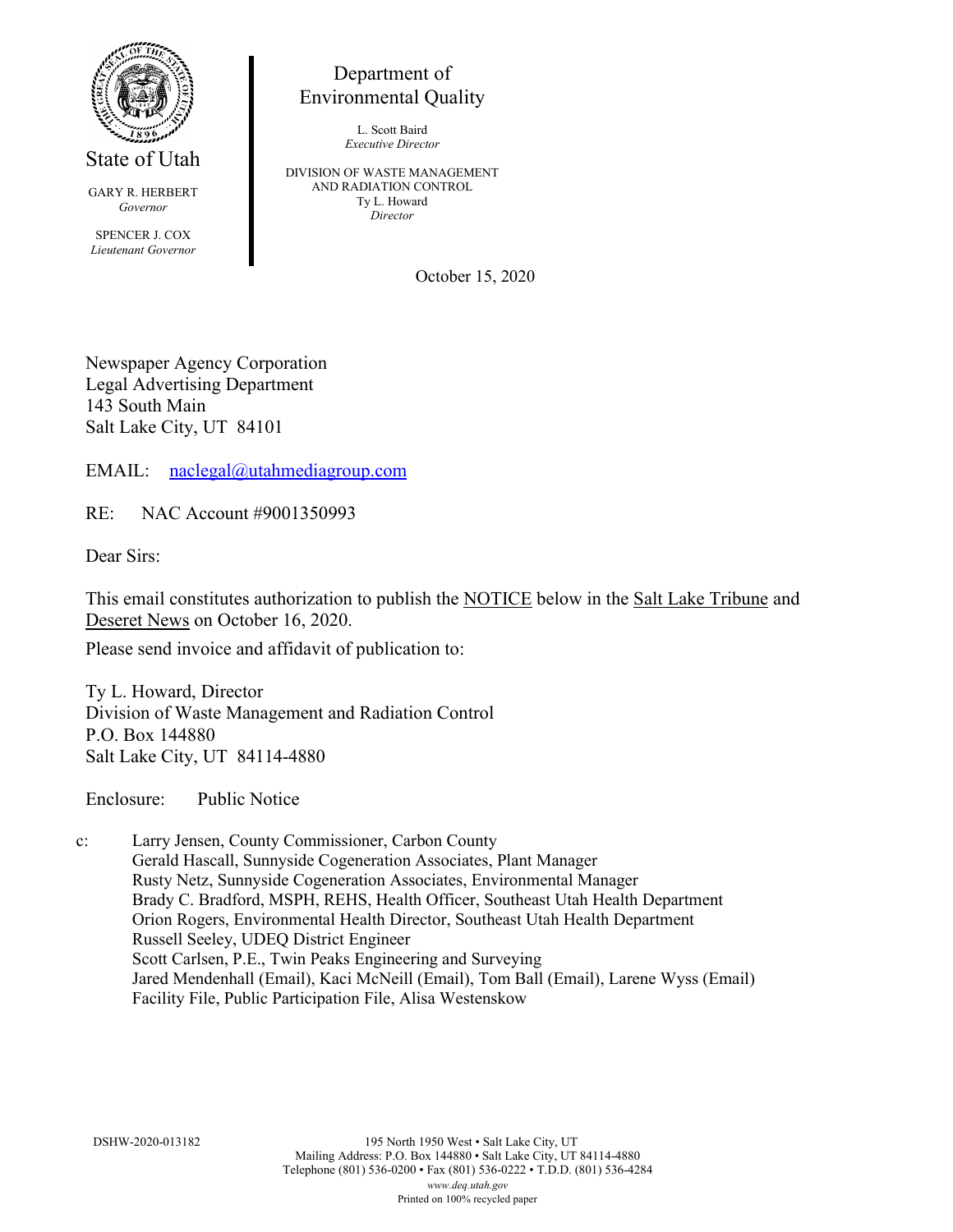State of Utah

GARY R. HERBERT
*Governor*

SPENCER J. COX
*Lieutenant Governor*

Department of Environmental Quality

L. Scott Baird
*Executive Director*

DIVISION OF WASTE MANAGEMENT AND RADIATION CONTROL
Ty L. Howard
*Director*

October 15, 2020

Newspaper Agency Corporation
Legal Advertising Department
143 South Main
Salt Lake City, UT 84101

EMAIL: naclegal@utahmediagroup.com

RE: NAC Account #9001350993

Dear Sirs:

This email constitutes authorization to publish the NOTICE below in the Salt Lake Tribune and Deseret News on October 16, 2020.

Please send invoice and affidavit of publication to:

Ty L. Howard, Director
Division of Waste Management and Radiation Control
P.O. Box 144880
Salt Lake City, UT 84114-4880

Enclosure: Public Notice

c: Larry Jensen, County Commissioner, Carbon County
Gerald Hascall, Sunnyside Cogeneration Associates, Plant Manager
Rusty Netz, Sunnyside Cogeneration Associates, Environmental Manager
Brady C. Bradford, MSPH, REHS, Health Officer, Southeast Utah Health Department
Orion Rogers, Environmental Health Director, Southeast Utah Health Department
Russell Seeley, UDEQ District Engineer
Scott Carlsen, P.E., Twin Peaks Engineering and Surveying
Jared Mendenhall (Email), Kaci McNeill (Email), Tom Ball (Email), Larene Wyss (Email)
Facility File, Public Participation File, Alisa Westenskow

DSHW-2020-013182

195 North 1950 West • Salt Lake City, UT
Mailing Address: P.O. Box 144880 • Salt Lake City, UT 84114-4880
Telephone (801) 536-0200 • Fax (801) 536-0222 • T.D.D. (801) 536-4284
*www.deq.utah.gov*
Printed on 100% recycled paper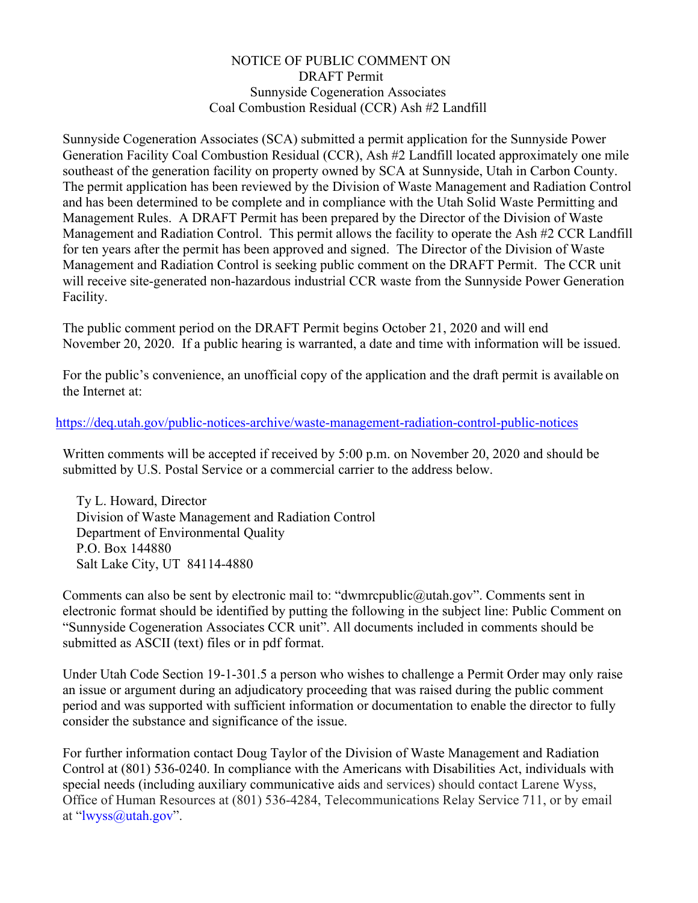# NOTICE OF PUBLIC COMMENT ON DRAFT Permit Sunnyside Cogeneration Associates Coal Combustion Residual (CCR) Ash #2 Landfill

Sunnyside Cogeneration Associates (SCA) submitted a permit application for the Sunnyside Power Generation Facility Coal Combustion Residual (CCR), Ash #2 Landfill located approximately one mile southeast of the generation facility on property owned by SCA at Sunnyside, Utah in Carbon County. The permit application has been reviewed by the Division of Waste Management and Radiation Control and has been determined to be complete and in compliance with the Utah Solid Waste Permitting and Management Rules. A DRAFT Permit has been prepared by the Director of the Division of Waste Management and Radiation Control. This permit allows the facility to operate the Ash #2 CCR Landfill for ten years after the permit has been approved and signed. The Director of the Division of Waste Management and Radiation Control is seeking public comment on the DRAFT Permit. The CCR unit will receive site-generated non-hazardous industrial CCR waste from the Sunnyside Power Generation Facility.

The public comment period on the DRAFT Permit begins October 21, 2020 and will end November 20, 2020. If a public hearing is warranted, a date and time with information will be issued.

For the public's convenience, an unofficial copy of the application and the draft permit is available on the Internet at:

https://deq.utah.gov/public-notices-archive/waste-management-radiation-control-public-notices

Written comments will be accepted if received by 5:00 p.m. on November 20, 2020 and should be submitted by U.S. Postal Service or a commercial carrier to the address below.

Ty L. Howard, Director
Division of Waste Management and Radiation Control
Department of Environmental Quality
P.O. Box 144880
Salt Lake City, UT 84114-4880

Comments can also be sent by electronic mail to: "dwmrcpublic@utah.gov". Comments sent in electronic format should be identified by putting the following in the subject line: Public Comment on "Sunnyside Cogeneration Associates CCR unit". All documents included in comments should be submitted as ASCII (text) files or in pdf format.

Under Utah Code Section 19-1-301.5 a person who wishes to challenge a Permit Order may only raise an issue or argument during an adjudicatory proceeding that was raised during the public comment period and was supported with sufficient information or documentation to enable the director to fully consider the substance and significance of the issue.

For further information contact Doug Taylor of the Division of Waste Management and Radiation Control at (801) 536-0240. In compliance with the Americans with Disabilities Act, individuals with special needs (including auxiliary communicative aids and services) should contact Larene Wyss, Office of Human Resources at (801) 536-4284, Telecommunications Relay Service 711, or by email at "lwyss@utah.gov".